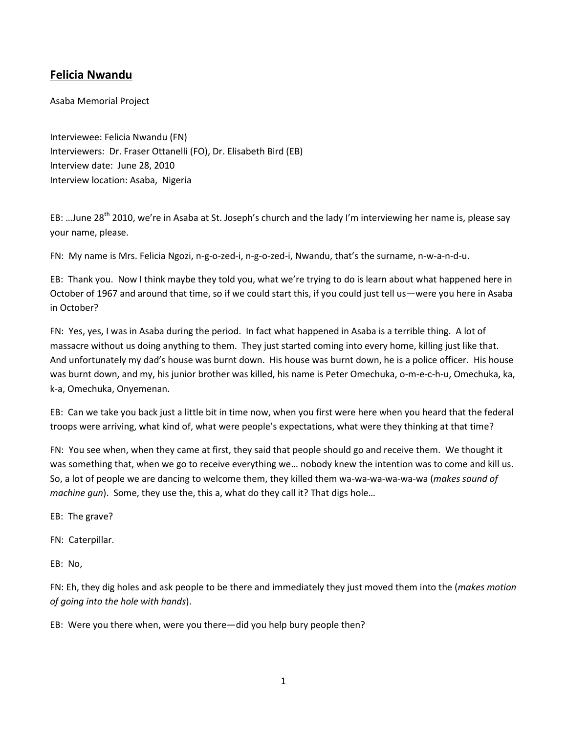# **Felicia Nwandu**

Asaba Memorial Project

Interviewee: Felicia Nwandu (FN)
Interviewers: Dr. Fraser Ottanelli (FO), Dr. Elisabeth Bird (EB)
Interview date: June 28, 2010
Interview location: Asaba, Nigeria

EB: …June 28th 2010, we're in Asaba at St. Joseph's church and the lady I'm interviewing her name is, please say your name, please.

FN: My name is Mrs. Felicia Ngozi, n-g-o-zed-i, n-g-o-zed-i, Nwandu, that's the surname, n-w-a-n-d-u.

EB: Thank you. Now I think maybe they told you, what we're trying to do is learn about what happened here in October of 1967 and around that time, so if we could start this, if you could just tell us—were you here in Asaba in October?

FN: Yes, yes, I was in Asaba during the period. In fact what happened in Asaba is a terrible thing. A lot of massacre without us doing anything to them. They just started coming into every home, killing just like that. And unfortunately my dad's house was burnt down. His house was burnt down, he is a police officer. His house was burnt down, and my, his junior brother was killed, his name is Peter Omechuka, o-m-e-c-h-u, Omechuka, ka, k-a, Omechuka, Onyemenan.

EB: Can we take you back just a little bit in time now, when you first were here when you heard that the federal troops were arriving, what kind of, what were people's expectations, what were they thinking at that time?

FN: You see when, when they came at first, they said that people should go and receive them. We thought it was something that, when we go to receive everything we… nobody knew the intention was to come and kill us. So, a lot of people we are dancing to welcome them, they killed them wa-wa-wa-wa-wa-wa (*makes sound of machine gun*). Some, they use the, this a, what do they call it? That digs hole…

EB: The grave?

FN: Caterpillar.

EB: No,

FN: Eh, they dig holes and ask people to be there and immediately they just moved them into the (*makes motion of going into the hole with hands*).

EB: Were you there when, were you there—did you help bury people then?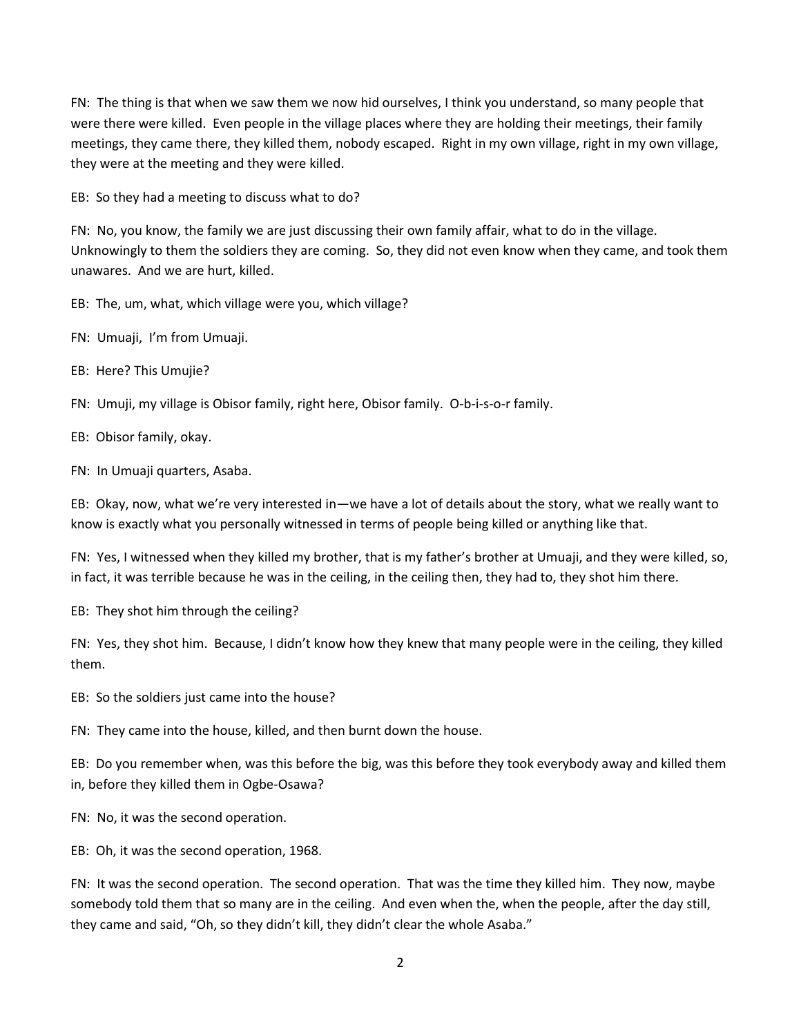FN: The thing is that when we saw them we now hid ourselves, I think you understand, so many people that were there were killed. Even people in the village places where they are holding their meetings, their family meetings, they came there, they killed them, nobody escaped. Right in my own village, right in my own village, they were at the meeting and they were killed.

EB: So they had a meeting to discuss what to do?

FN: No, you know, the family we are just discussing their own family affair, what to do in the village. Unknowingly to them the soldiers they are coming. So, they did not even know when they came, and took them unawares. And we are hurt, killed.

EB: The, um, what, which village were you, which village?

FN: Umuaji, I'm from Umuaji.

EB: Here? This Umujie?

FN: Umuji, my village is Obisor family, right here, Obisor family. O-b-i-s-o-r family.

EB: Obisor family, okay.

FN: In Umuaji quarters, Asaba.

EB: Okay, now, what we're very interested in—we have a lot of details about the story, what we really want to know is exactly what you personally witnessed in terms of people being killed or anything like that.

FN: Yes, I witnessed when they killed my brother, that is my father's brother at Umuaji, and they were killed, so, in fact, it was terrible because he was in the ceiling, in the ceiling then, they had to, they shot him there.

EB: They shot him through the ceiling?

FN: Yes, they shot him. Because, I didn't know how they knew that many people were in the ceiling, they killed them.

EB: So the soldiers just came into the house?

FN: They came into the house, killed, and then burnt down the house.

EB: Do you remember when, was this before the big, was this before they took everybody away and killed them in, before they killed them in Ogbe-Osawa?

FN: No, it was the second operation.

EB: Oh, it was the second operation, 1968.

FN: It was the second operation. The second operation. That was the time they killed him. They now, maybe somebody told them that so many are in the ceiling. And even when the, when the people, after the day still, they came and said, "Oh, so they didn't kill, they didn't clear the whole Asaba."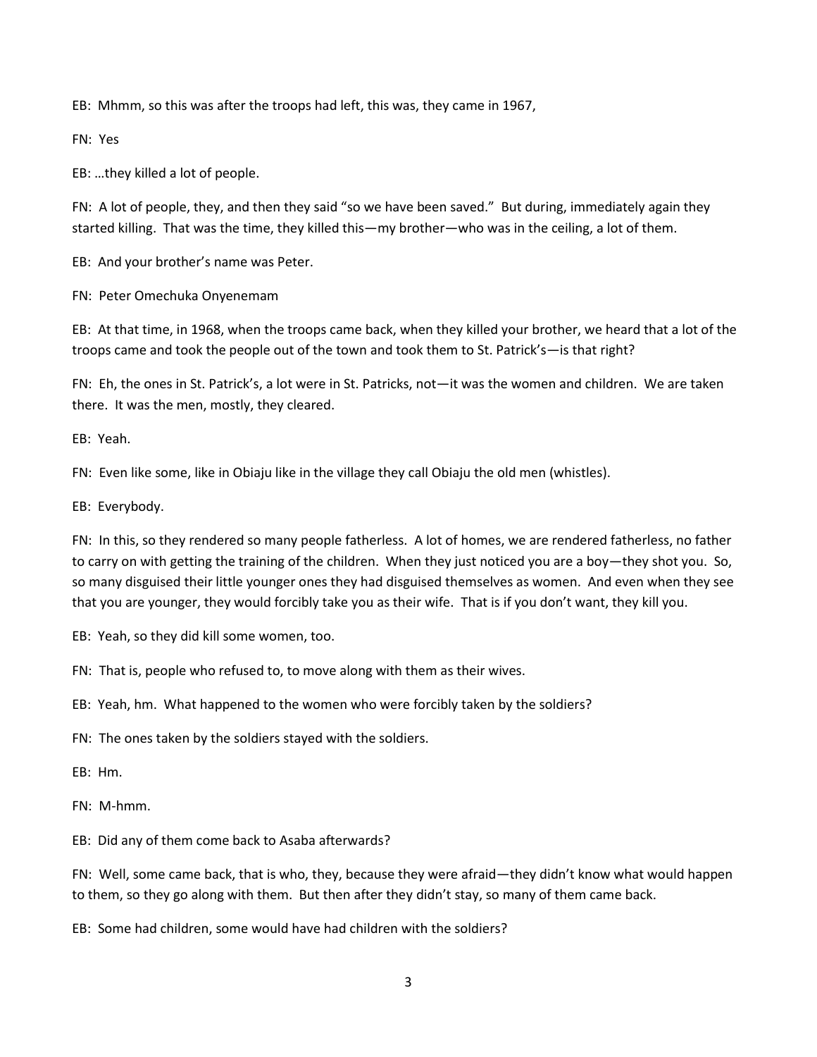EB: Mhmm, so this was after the troops had left, this was, they came in 1967,

FN: Yes

EB: …they killed a lot of people.

FN: A lot of people, they, and then they said "so we have been saved." But during, immediately again they started killing. That was the time, they killed this—my brother—who was in the ceiling, a lot of them.

EB: And your brother's name was Peter.

FN: Peter Omechuka Onyenemam

EB: At that time, in 1968, when the troops came back, when they killed your brother, we heard that a lot of the troops came and took the people out of the town and took them to St. Patrick's—is that right?

FN: Eh, the ones in St. Patrick's, a lot were in St. Patricks, not—it was the women and children. We are taken there. It was the men, mostly, they cleared.

EB: Yeah.

FN: Even like some, like in Obiaju like in the village they call Obiaju the old men (whistles).

EB: Everybody.

FN: In this, so they rendered so many people fatherless. A lot of homes, we are rendered fatherless, no father to carry on with getting the training of the children. When they just noticed you are a boy—they shot you. So, so many disguised their little younger ones they had disguised themselves as women. And even when they see that you are younger, they would forcibly take you as their wife. That is if you don't want, they kill you.

EB: Yeah, so they did kill some women, too.

FN: That is, people who refused to, to move along with them as their wives.

EB: Yeah, hm. What happened to the women who were forcibly taken by the soldiers?

FN: The ones taken by the soldiers stayed with the soldiers.

EB: Hm.

FN: M-hmm.

EB: Did any of them come back to Asaba afterwards?

FN: Well, some came back, that is who, they, because they were afraid—they didn't know what would happen to them, so they go along with them. But then after they didn't stay, so many of them came back.

EB: Some had children, some would have had children with the soldiers?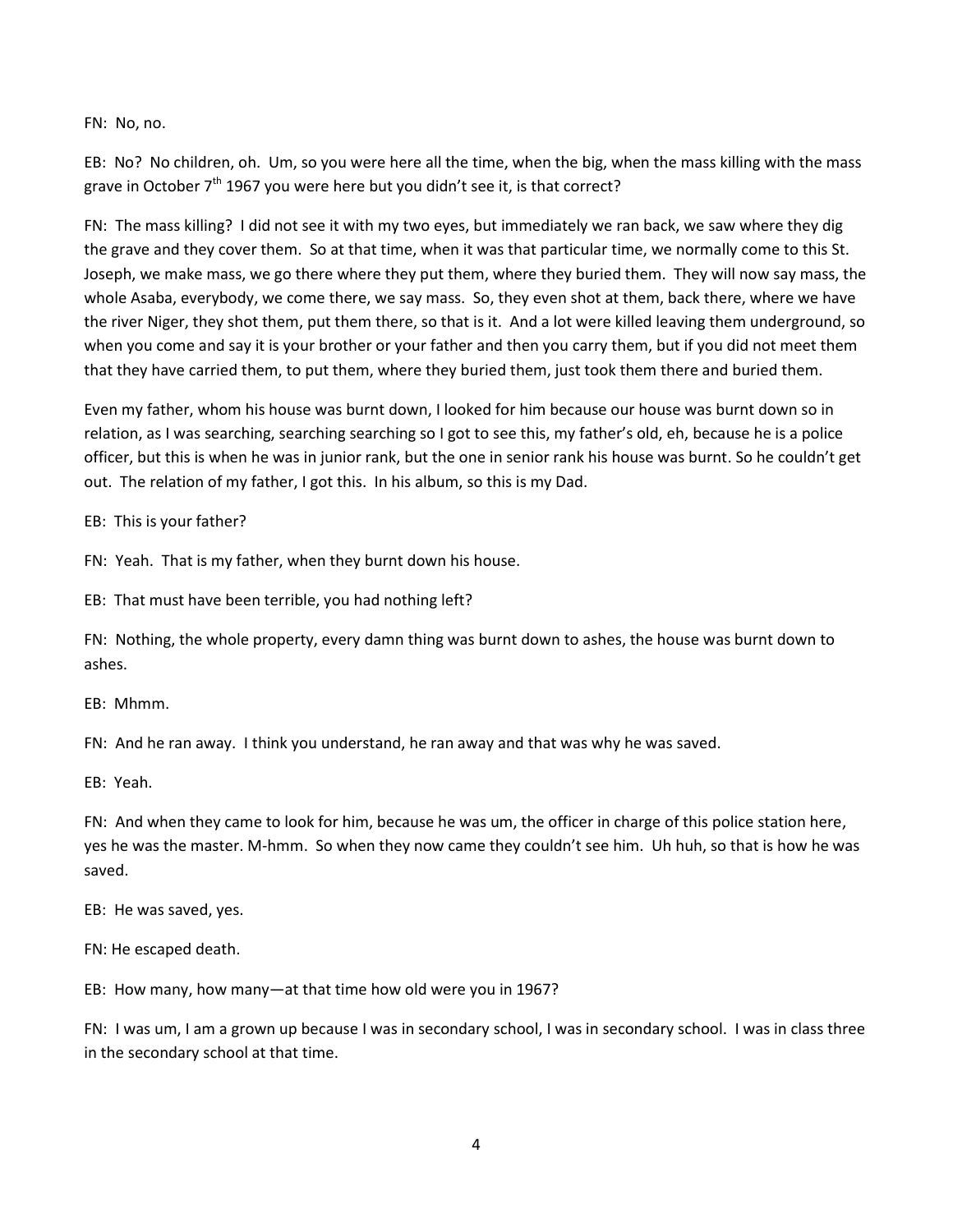FN: No, no.

EB: No? No children, oh. Um, so you were here all the time, when the big, when the mass killing with the mass grave in October 7th 1967 you were here but you didn't see it, is that correct?

FN: The mass killing? I did not see it with my two eyes, but immediately we ran back, we saw where they dig the grave and they cover them. So at that time, when it was that particular time, we normally come to this St. Joseph, we make mass, we go there where they put them, where they buried them. They will now say mass, the whole Asaba, everybody, we come there, we say mass. So, they even shot at them, back there, where we have the river Niger, they shot them, put them there, so that is it. And a lot were killed leaving them underground, so when you come and say it is your brother or your father and then you carry them, but if you did not meet them that they have carried them, to put them, where they buried them, just took them there and buried them.

Even my father, whom his house was burnt down, I looked for him because our house was burnt down so in relation, as I was searching, searching searching so I got to see this, my father's old, eh, because he is a police officer, but this is when he was in junior rank, but the one in senior rank his house was burnt. So he couldn't get out. The relation of my father, I got this. In his album, so this is my Dad.

EB: This is your father?

FN: Yeah. That is my father, when they burnt down his house.

EB: That must have been terrible, you had nothing left?

FN: Nothing, the whole property, every damn thing was burnt down to ashes, the house was burnt down to ashes.

EB: Mhmm.

FN: And he ran away. I think you understand, he ran away and that was why he was saved.

EB: Yeah.

FN: And when they came to look for him, because he was um, the officer in charge of this police station here, yes he was the master. M-hmm. So when they now came they couldn't see him. Uh huh, so that is how he was saved.

EB: He was saved, yes.

FN: He escaped death.

EB: How many, how many—at that time how old were you in 1967?

FN: I was um, I am a grown up because I was in secondary school, I was in secondary school. I was in class three in the secondary school at that time.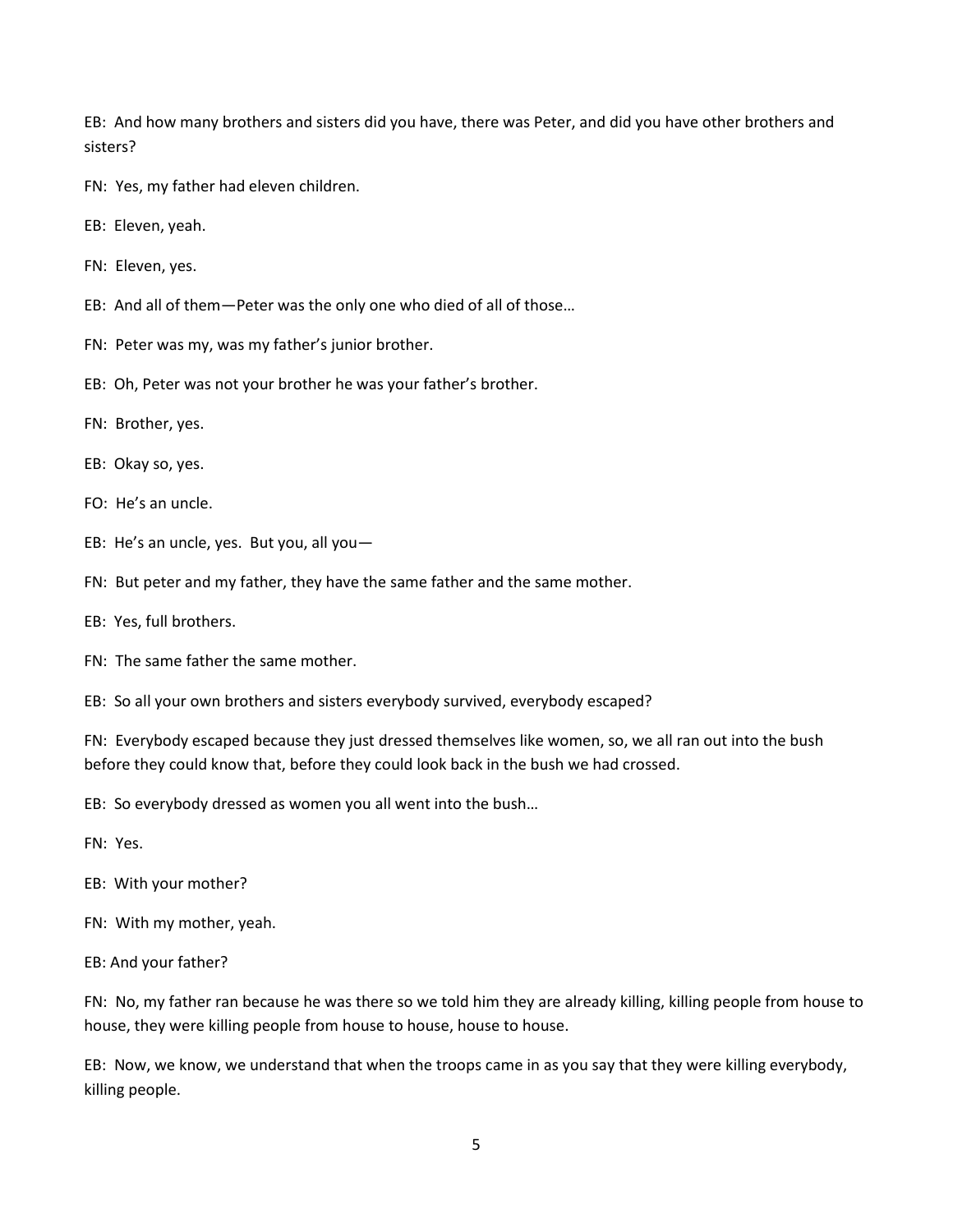EB: And how many brothers and sisters did you have, there was Peter, and did you have other brothers and sisters?

FN: Yes, my father had eleven children.

EB: Eleven, yeah.

FN: Eleven, yes.

EB: And all of them—Peter was the only one who died of all of those…

FN: Peter was my, was my father's junior brother.

EB: Oh, Peter was not your brother he was your father's brother.

FN: Brother, yes.

EB: Okay so, yes.

FO: He's an uncle.

EB: He's an uncle, yes. But you, all you—

FN: But peter and my father, they have the same father and the same mother.

EB: Yes, full brothers.

FN: The same father the same mother.

EB: So all your own brothers and sisters everybody survived, everybody escaped?

FN: Everybody escaped because they just dressed themselves like women, so, we all ran out into the bush before they could know that, before they could look back in the bush we had crossed.

EB: So everybody dressed as women you all went into the bush…

FN: Yes.

EB: With your mother?

FN: With my mother, yeah.

EB: And your father?

FN: No, my father ran because he was there so we told him they are already killing, killing people from house to house, they were killing people from house to house, house to house.

EB: Now, we know, we understand that when the troops came in as you say that they were killing everybody, killing people.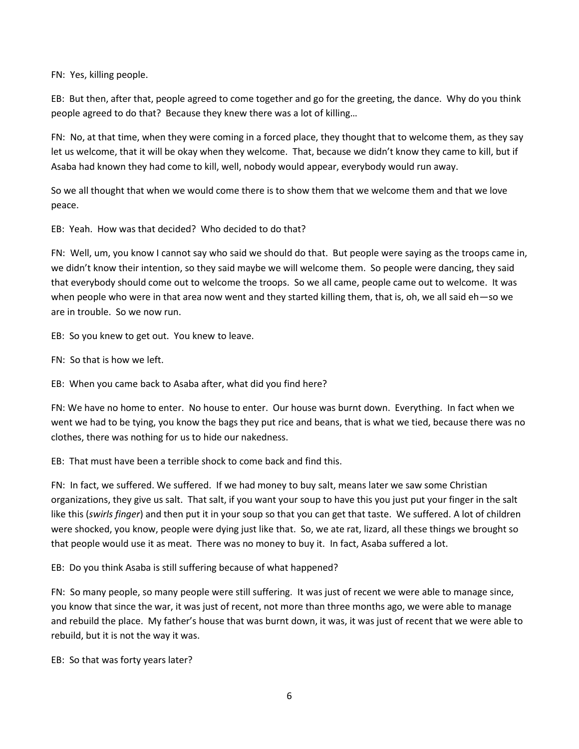FN: Yes, killing people.

EB: But then, after that, people agreed to come together and go for the greeting, the dance. Why do you think people agreed to do that? Because they knew there was a lot of killing…

FN: No, at that time, when they were coming in a forced place, they thought that to welcome them, as they say let us welcome, that it will be okay when they welcome. That, because we didn't know they came to kill, but if Asaba had known they had come to kill, well, nobody would appear, everybody would run away.

So we all thought that when we would come there is to show them that we welcome them and that we love peace.

EB: Yeah. How was that decided? Who decided to do that?

FN: Well, um, you know I cannot say who said we should do that. But people were saying as the troops came in, we didn't know their intention, so they said maybe we will welcome them. So people were dancing, they said that everybody should come out to welcome the troops. So we all came, people came out to welcome. It was when people who were in that area now went and they started killing them, that is, oh, we all said eh—so we are in trouble. So we now run.

EB: So you knew to get out. You knew to leave.

FN: So that is how we left.

EB: When you came back to Asaba after, what did you find here?

FN: We have no home to enter. No house to enter. Our house was burnt down. Everything. In fact when we went we had to be tying, you know the bags they put rice and beans, that is what we tied, because there was no clothes, there was nothing for us to hide our nakedness.

EB: That must have been a terrible shock to come back and find this.

FN: In fact, we suffered. We suffered. If we had money to buy salt, means later we saw some Christian organizations, they give us salt. That salt, if you want your soup to have this you just put your finger in the salt like this (*swirls finger*) and then put it in your soup so that you can get that taste. We suffered. A lot of children were shocked, you know, people were dying just like that. So, we ate rat, lizard, all these things we brought so that people would use it as meat. There was no money to buy it. In fact, Asaba suffered a lot.

EB: Do you think Asaba is still suffering because of what happened?

FN: So many people, so many people were still suffering. It was just of recent we were able to manage since, you know that since the war, it was just of recent, not more than three months ago, we were able to manage and rebuild the place. My father's house that was burnt down, it was, it was just of recent that we were able to rebuild, but it is not the way it was.

EB: So that was forty years later?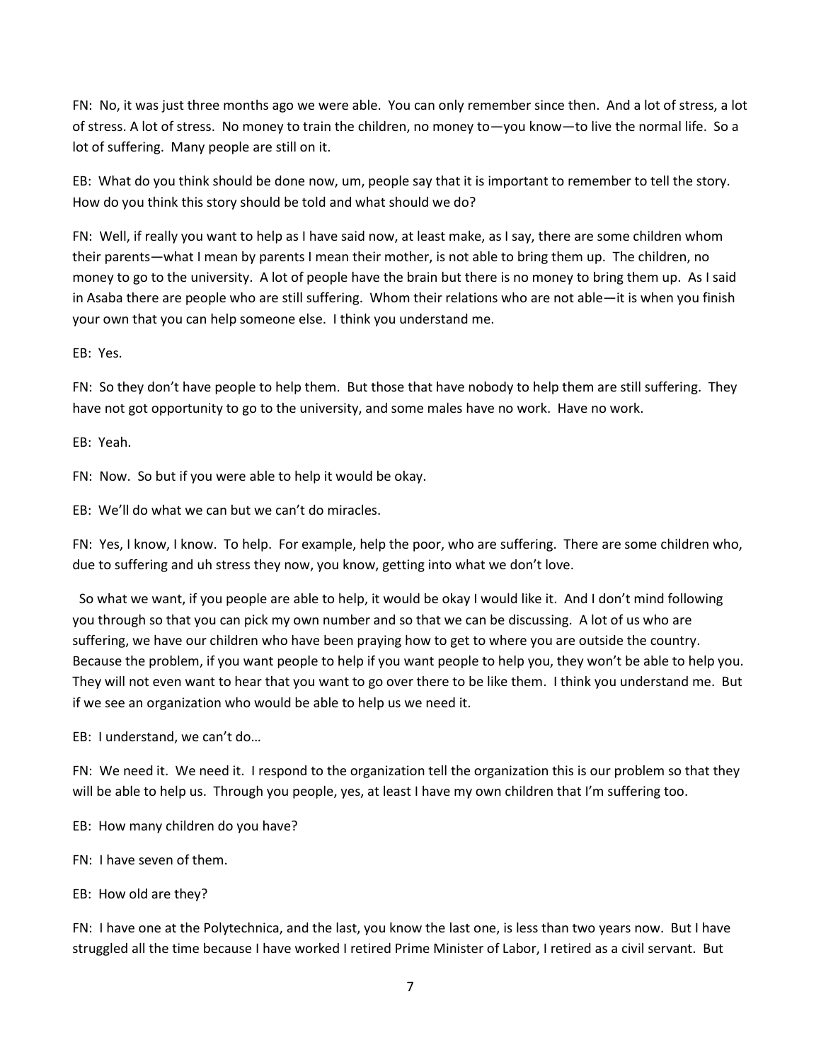FN: No, it was just three months ago we were able. You can only remember since then. And a lot of stress, a lot of stress. A lot of stress. No money to train the children, no money to—you know—to live the normal life. So a lot of suffering. Many people are still on it.

EB: What do you think should be done now, um, people say that it is important to remember to tell the story. How do you think this story should be told and what should we do?

FN: Well, if really you want to help as I have said now, at least make, as I say, there are some children whom their parents—what I mean by parents I mean their mother, is not able to bring them up. The children, no money to go to the university. A lot of people have the brain but there is no money to bring them up. As I said in Asaba there are people who are still suffering. Whom their relations who are not able—it is when you finish your own that you can help someone else. I think you understand me.

EB: Yes.

FN: So they don't have people to help them. But those that have nobody to help them are still suffering. They have not got opportunity to go to the university, and some males have no work. Have no work.

EB: Yeah.

FN: Now. So but if you were able to help it would be okay.

EB: We'll do what we can but we can't do miracles.

FN: Yes, I know, I know. To help. For example, help the poor, who are suffering. There are some children who, due to suffering and uh stress they now, you know, getting into what we don't love.

So what we want, if you people are able to help, it would be okay I would like it. And I don't mind following you through so that you can pick my own number and so that we can be discussing. A lot of us who are suffering, we have our children who have been praying how to get to where you are outside the country. Because the problem, if you want people to help if you want people to help you, they won't be able to help you. They will not even want to hear that you want to go over there to be like them. I think you understand me. But if we see an organization who would be able to help us we need it.

EB: I understand, we can't do…

FN: We need it. We need it. I respond to the organization tell the organization this is our problem so that they will be able to help us. Through you people, yes, at least I have my own children that I'm suffering too.

EB: How many children do you have?

FN: I have seven of them.

EB: How old are they?

FN: I have one at the Polytechnica, and the last, you know the last one, is less than two years now. But I have struggled all the time because I have worked I retired Prime Minister of Labor, I retired as a civil servant. But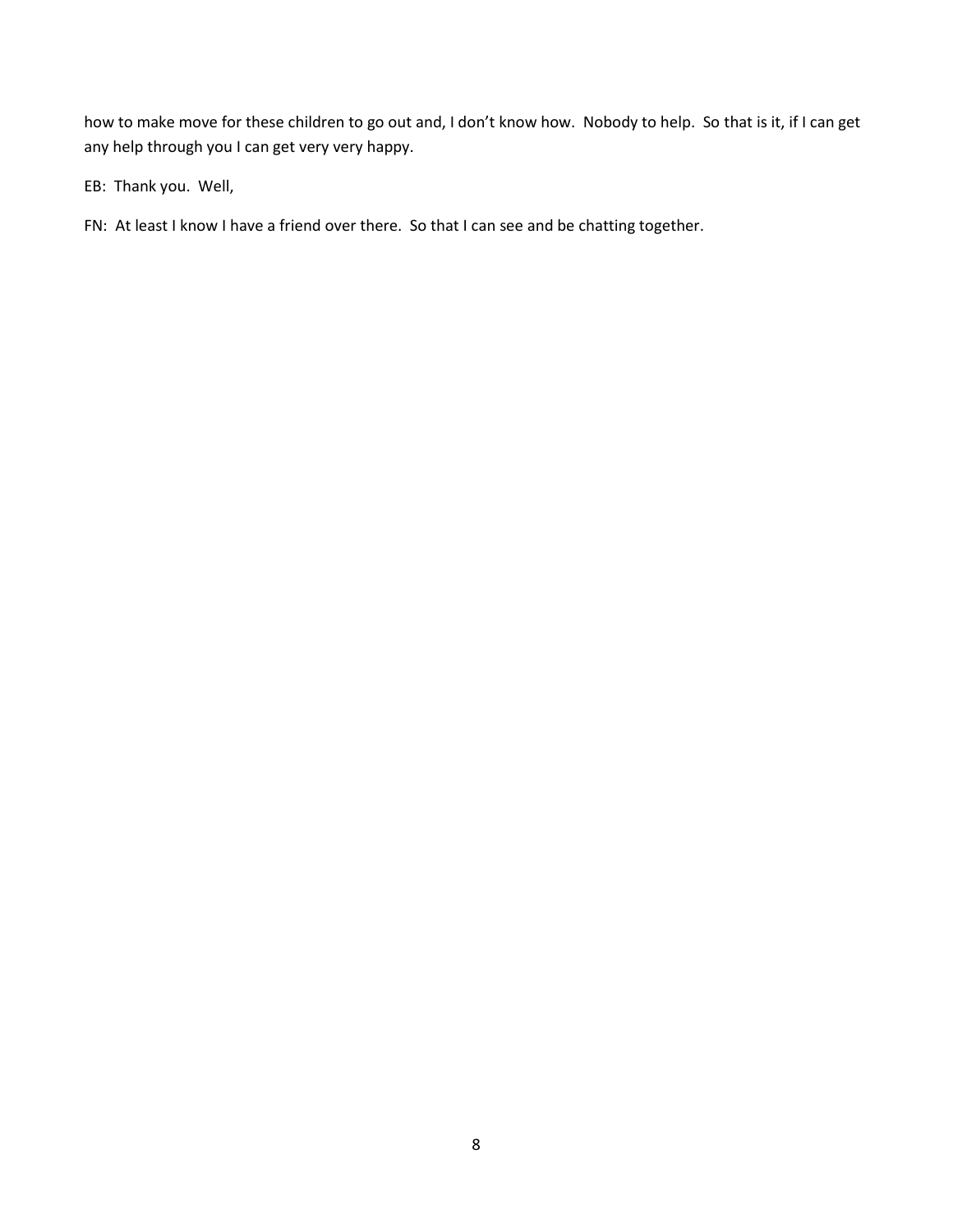how to make move for these children to go out and, I don't know how. Nobody to help. So that is it, if I can get any help through you I can get very very happy.

EB: Thank you. Well,

FN: At least I know I have a friend over there. So that I can see and be chatting together.